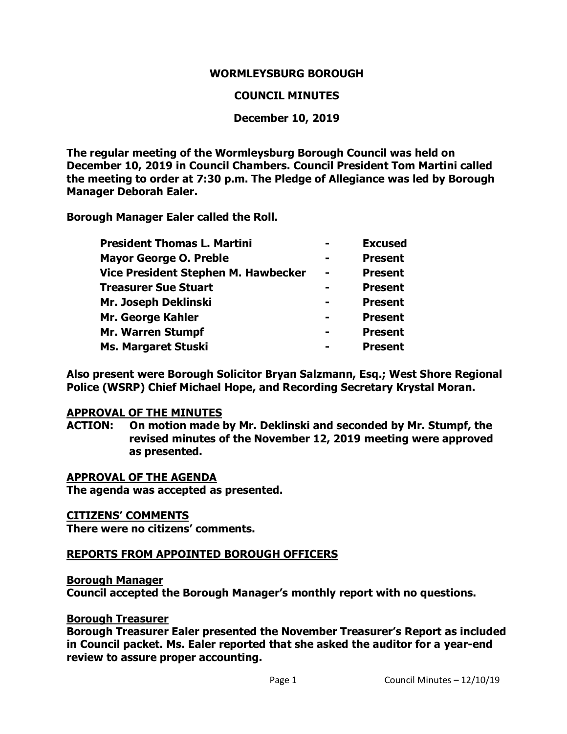# WORMLEYSBURG BOROUGH

## COUNCIL MINUTES

## December 10, 2019

**The regular meeting of the Wormleysburg Borough Council was held on December 10, 2019 in Council Chambers. Council President Tom Martini called the meeting to order at 7:30 p.m. The Pledge of Allegiance was led by Borough Manager Deborah Ealer.**

**Borough Manager Ealer called the Roll.**

| | | |
|---|---|---|
| **President Thomas L. Martini** | **-** | **Excused** |
| **Mayor George O. Preble** | **-** | **Present** |
| **Vice President Stephen M. Hawbecker** | **-** | **Present** |
| **Treasurer Sue Stuart** | **-** | **Present** |
| **Mr. Joseph Deklinski** | **-** | **Present** |
| **Mr. George Kahler** | **-** | **Present** |
| **Mr. Warren Stumpf** | **-** | **Present** |
| **Ms. Margaret Stuski** | **-** | **Present** |

**Also present were Borough Solicitor Bryan Salzmann, Esq.; West Shore Regional Police (WSRP) Chief Michael Hope, and Recording Secretary Krystal Moran.**

**APPROVAL OF THE MINUTES**

**ACTION: On motion made by Mr. Deklinski and seconded by Mr. Stumpf, the revised minutes of the November 12, 2019 meeting were approved as presented.**

**APPROVAL OF THE AGENDA**

**The agenda was accepted as presented.**

**CITIZENS' COMMENTS**

**There were no citizens' comments.**

**REPORTS FROM APPOINTED BOROUGH OFFICERS**

**Borough Manager**

**Council accepted the Borough Manager's monthly report with no questions.**

**Borough Treasurer**

**Borough Treasurer Ealer presented the November Treasurer's Report as included in Council packet. Ms. Ealer reported that she asked the auditor for a year-end review to assure proper accounting.**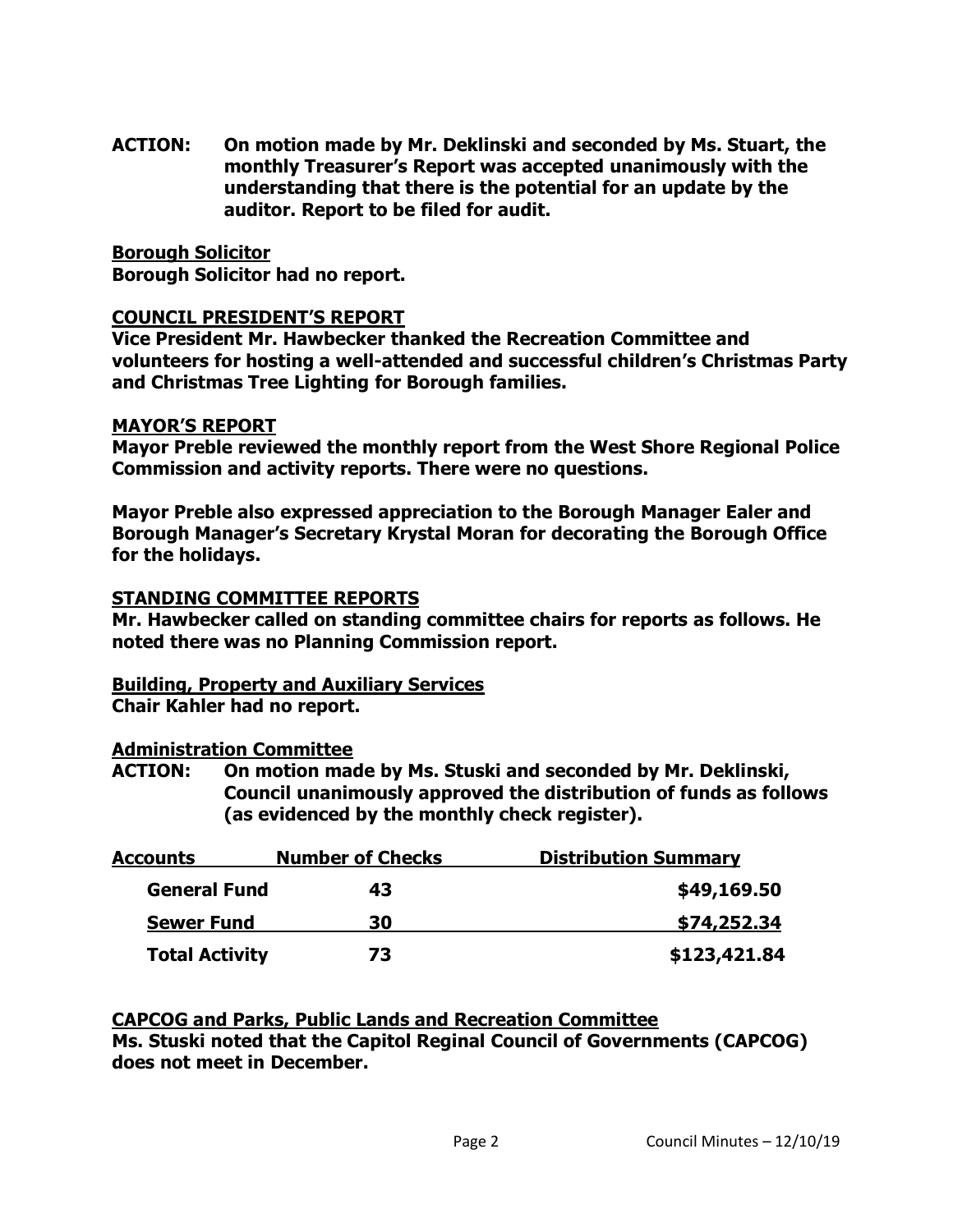**ACTION: On motion made by Mr. Deklinski and seconded by Ms. Stuart, the monthly Treasurer's Report was accepted unanimously with the understanding that there is the potential for an update by the auditor. Report to be filed for audit.**

## Borough Solicitor

**Borough Solicitor had no report.**

## COUNCIL PRESIDENT'S REPORT

**Vice President Mr. Hawbecker thanked the Recreation Committee and volunteers for hosting a well-attended and successful children's Christmas Party and Christmas Tree Lighting for Borough families.**

## MAYOR'S REPORT

**Mayor Preble reviewed the monthly report from the West Shore Regional Police Commission and activity reports. There were no questions.**

**Mayor Preble also expressed appreciation to the Borough Manager Ealer and Borough Manager's Secretary Krystal Moran for decorating the Borough Office for the holidays.**

## STANDING COMMITTEE REPORTS

**Mr. Hawbecker called on standing committee chairs for reports as follows. He noted there was no Planning Commission report.**

### Building, Property and Auxiliary Services

**Chair Kahler had no report.**

### Administration Committee

**ACTION: On motion made by Ms. Stuski and seconded by Mr. Deklinski, Council unanimously approved the distribution of funds as follows (as evidenced by the monthly check register).**

| Accounts | Number of Checks | Distribution Summary |
|---|---|---|
| General Fund | 43 | $49,169.50 |
| Sewer Fund | 30 | $74,252.34 |
| Total Activity | 73 | $123,421.84 |

### CAPCOG and Parks, Public Lands and Recreation Committee

**Ms. Stuski noted that the Capitol Reginal Council of Governments (CAPCOG) does not meet in December.**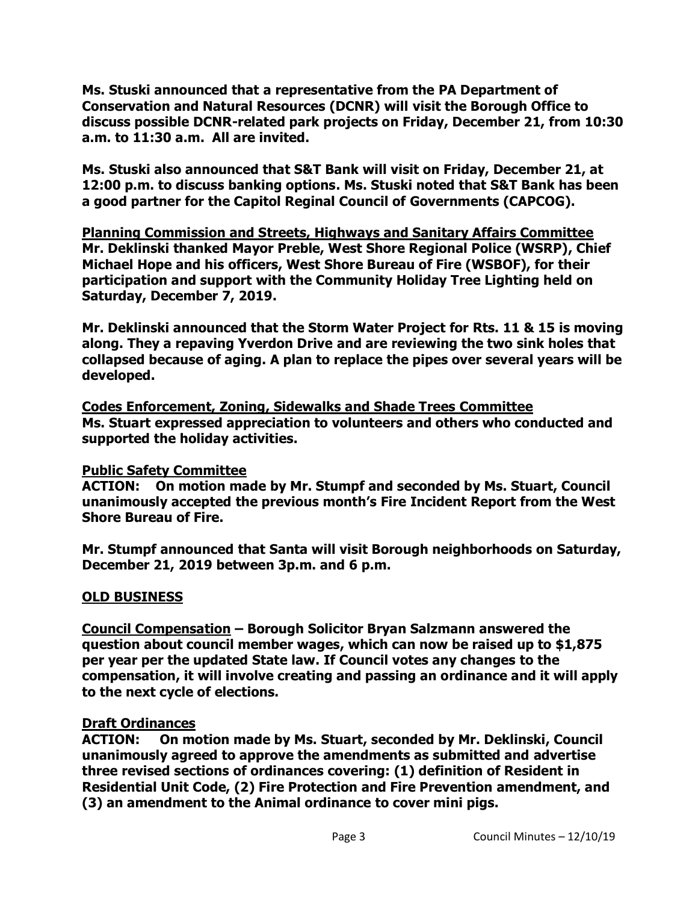**Ms. Stuski announced that a representative from the PA Department of Conservation and Natural Resources (DCNR) will visit the Borough Office to discuss possible DCNR-related park projects on Friday, December 21, from 10:30 a.m. to 11:30 a.m. All are invited.**

**Ms. Stuski also announced that S&T Bank will visit on Friday, December 21, at 12:00 p.m. to discuss banking options. Ms. Stuski noted that S&T Bank has been a good partner for the Capitol Reginal Council of Governments (CAPCOG).**

**<u>Planning Commission and Streets, Highways and Sanitary Affairs Committee</u>**
**Mr. Deklinski thanked Mayor Preble, West Shore Regional Police (WSRP), Chief Michael Hope and his officers, West Shore Bureau of Fire (WSBOF), for their participation and support with the Community Holiday Tree Lighting held on Saturday, December 7, 2019.**

**Mr. Deklinski announced that the Storm Water Project for Rts. 11 & 15 is moving along. They a repaving Yverdon Drive and are reviewing the two sink holes that collapsed because of aging. A plan to replace the pipes over several years will be developed.**

**<u>Codes Enforcement, Zoning, Sidewalks and Shade Trees Committee</u>**
**Ms. Stuart expressed appreciation to volunteers and others who conducted and supported the holiday activities.**

**<u>Public Safety Committee</u>**
**ACTION: On motion made by Mr. Stumpf and seconded by Ms. Stuart, Council unanimously accepted the previous month's Fire Incident Report from the West Shore Bureau of Fire.**

**Mr. Stumpf announced that Santa will visit Borough neighborhoods on Saturday, December 21, 2019 between 3p.m. and 6 p.m.**

**<u>OLD BUSINESS</u>**

**<u>Council Compensation</u> – Borough Solicitor Bryan Salzmann answered the question about council member wages, which can now be raised up to $1,875 per year per the updated State law. If Council votes any changes to the compensation, it will involve creating and passing an ordinance and it will apply to the next cycle of elections.**

**<u>Draft Ordinances</u>**
**ACTION: On motion made by Ms. Stuart, seconded by Mr. Deklinski, Council unanimously agreed to approve the amendments as submitted and advertise three revised sections of ordinances covering: (1) definition of Resident in Residential Unit Code, (2) Fire Protection and Fire Prevention amendment, and (3) an amendment to the Animal ordinance to cover mini pigs.**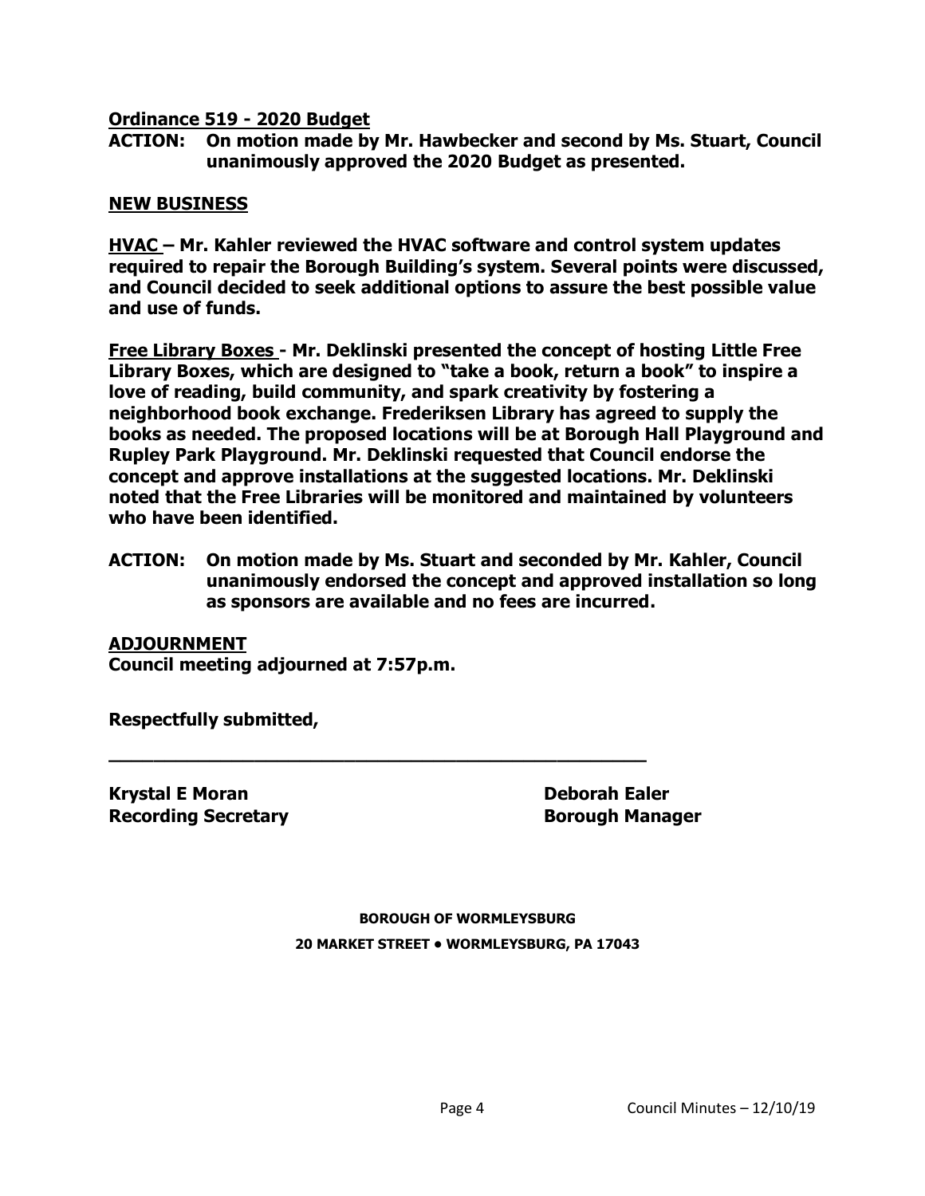**Ordinance 519 - 2020 Budget**

**ACTION: On motion made by Mr. Hawbecker and second by Ms. Stuart, Council unanimously approved the 2020 Budget as presented.**

**NEW BUSINESS**

**HVAC – Mr. Kahler reviewed the HVAC software and control system updates required to repair the Borough Building's system. Several points were discussed, and Council decided to seek additional options to assure the best possible value and use of funds.**

**Free Library Boxes - Mr. Deklinski presented the concept of hosting Little Free Library Boxes, which are designed to "take a book, return a book" to inspire a love of reading, build community, and spark creativity by fostering a neighborhood book exchange. Frederiksen Library has agreed to supply the books as needed. The proposed locations will be at Borough Hall Playground and Rupley Park Playground. Mr. Deklinski requested that Council endorse the concept and approve installations at the suggested locations. Mr. Deklinski noted that the Free Libraries will be monitored and maintained by volunteers who have been identified.**

**ACTION: On motion made by Ms. Stuart and seconded by Mr. Kahler, Council unanimously endorsed the concept and approved installation so long as sponsors are available and no fees are incurred.**

**ADJOURNMENT**

**Council meeting adjourned at 7:57p.m.**

**Respectfully submitted,**

______________________________________________

**Krystal E Moran** 
**Recording Secretary**

**Deborah Ealer** 
**Borough Manager**

**BOROUGH OF WORMLEYSBURG**
**20 MARKET STREET • WORMLEYSBURG, PA 17043**